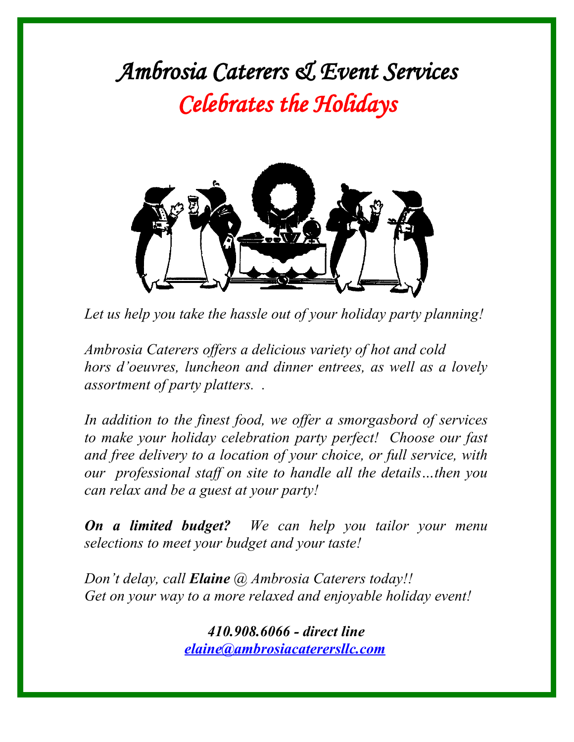# *Ambrosia Caterers & Event Services*

## *Celebrates the Holidays*

*Let us help you take the hassle out of your holiday party planning!*

*Ambrosia Caterers offers a delicious variety of hot and cold hors d'oeuvres, luncheon and dinner entrees, as well as a lovely assortment of party platters. .*

*In addition to the finest food, we offer a smorgasbord of services to make your holiday celebration party perfect! Choose our fast and free delivery to a location of your choice, or full service, with our professional staff on site to handle all the details…then you can relax and be a guest at your party!*

***On a limited budget?*** *We can help you tailor your menu selections to meet your budget and your taste!*

*Don't delay, call **Elaine** @ Ambrosia Caterers today!!*
*Get on your way to a more relaxed and enjoyable holiday event!*

***410.908.6066 - direct line***
***elaine@ambrosiacaterersllc.com***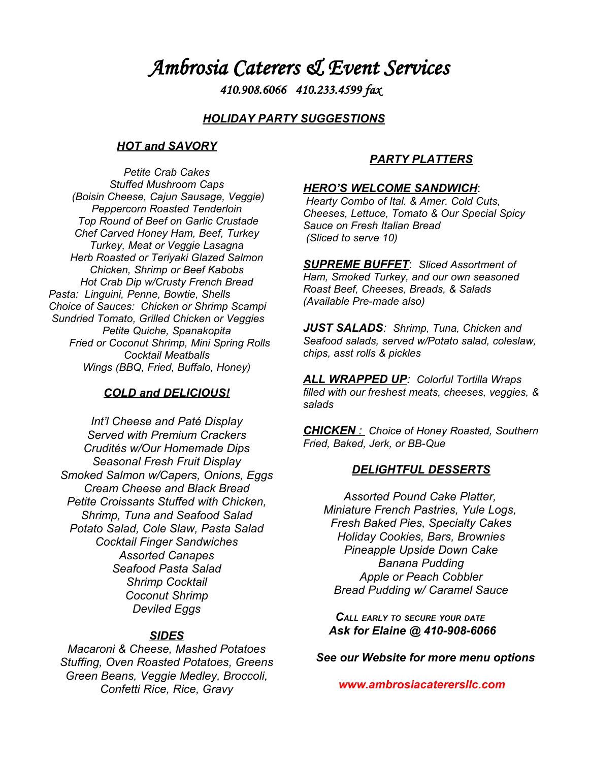# *Ambrosia Caterers & Event Services*

*410.908.6066   410.233.4599 fax*

## ***HOLIDAY PARTY SUGGESTIONS***

### ***HOT and SAVORY***

*Petite Crab Cakes*
*Stuffed Mushroom Caps*
*(Boisin Cheese, Cajun Sausage, Veggie)*
*Peppercorn Roasted Tenderloin*
*Top Round of Beef on Garlic Crustade*
*Chef Carved Honey Ham, Beef, Turkey*
*Turkey, Meat or Veggie Lasagna*
*Herb Roasted or Teriyaki Glazed Salmon*
*Chicken, Shrimp or Beef Kabobs*
*Hot Crab Dip w/Crusty French Bread*
*Pasta: Linguini, Penne, Bowtie, Shells*
*Choice of Sauces: Chicken or Shrimp Scampi*
*Sundried Tomato, Grilled Chicken or Veggies*
*Petite Quiche, Spanakopita*
*Fried or Coconut Shrimp, Mini Spring Rolls*
*Cocktail Meatballs*
*Wings (BBQ, Fried, Buffalo, Honey)*

### ***COLD and DELICIOUS!***

*Int'l Cheese and Paté Display*
*Served with Premium Crackers*
*Crudités w/Our Homemade Dips*
*Seasonal Fresh Fruit Display*
*Smoked Salmon w/Capers, Onions, Eggs*
*Cream Cheese and Black Bread*
*Petite Croissants Stuffed with Chicken,*
*Shrimp, Tuna and Seafood Salad*
*Potato Salad, Cole Slaw, Pasta Salad*
*Cocktail Finger Sandwiches*
*Assorted Canapes*
*Seafood Pasta Salad*
*Shrimp Cocktail*
*Coconut Shrimp*
*Deviled Eggs*

### ***SIDES***

*Macaroni & Cheese, Mashed Potatoes*
*Stuffing, Oven Roasted Potatoes, Greens*
*Green Beans, Veggie Medley, Broccoli,*
*Confetti Rice, Rice, Gravy*

### ***PARTY PLATTERS***

***HERO'S WELCOME SANDWICH***: *Hearty Combo of Ital. & Amer. Cold Cuts, Cheeses, Lettuce, Tomato & Our Special Spicy Sauce on Fresh Italian Bread (Sliced to serve 10)*

***SUPREME BUFFET***: *Sliced Assortment of Ham, Smoked Turkey, and our own seasoned Roast Beef, Cheeses, Breads, & Salads (Available Pre-made also)*

***JUST SALADS***: *Shrimp, Tuna, Chicken and Seafood salads, served w/Potato salad, coleslaw, chips, asst rolls & pickles*

***ALL WRAPPED UP***: *Colorful Tortilla Wraps filled with our freshest meats, cheeses, veggies, & salads*

***CHICKEN*** *: Choice of Honey Roasted, Southern Fried, Baked, Jerk, or BB-Que*

### ***DELIGHTFUL DESSERTS***

*Assorted Pound Cake Platter,*
*Miniature French Pastries, Yule Logs,*
*Fresh Baked Pies, Specialty Cakes*
*Holiday Cookies, Bars, Brownies*
*Pineapple Upside Down Cake*
*Banana Pudding*
*Apple or Peach Cobbler*
*Bread Pudding w/ Caramel Sauce*

***CALL EARLY TO SECURE YOUR DATE***
***Ask for Elaine @ 410-908-6066***

***See our Website for more menu options***

***www.ambrosiacaterersllc.com***